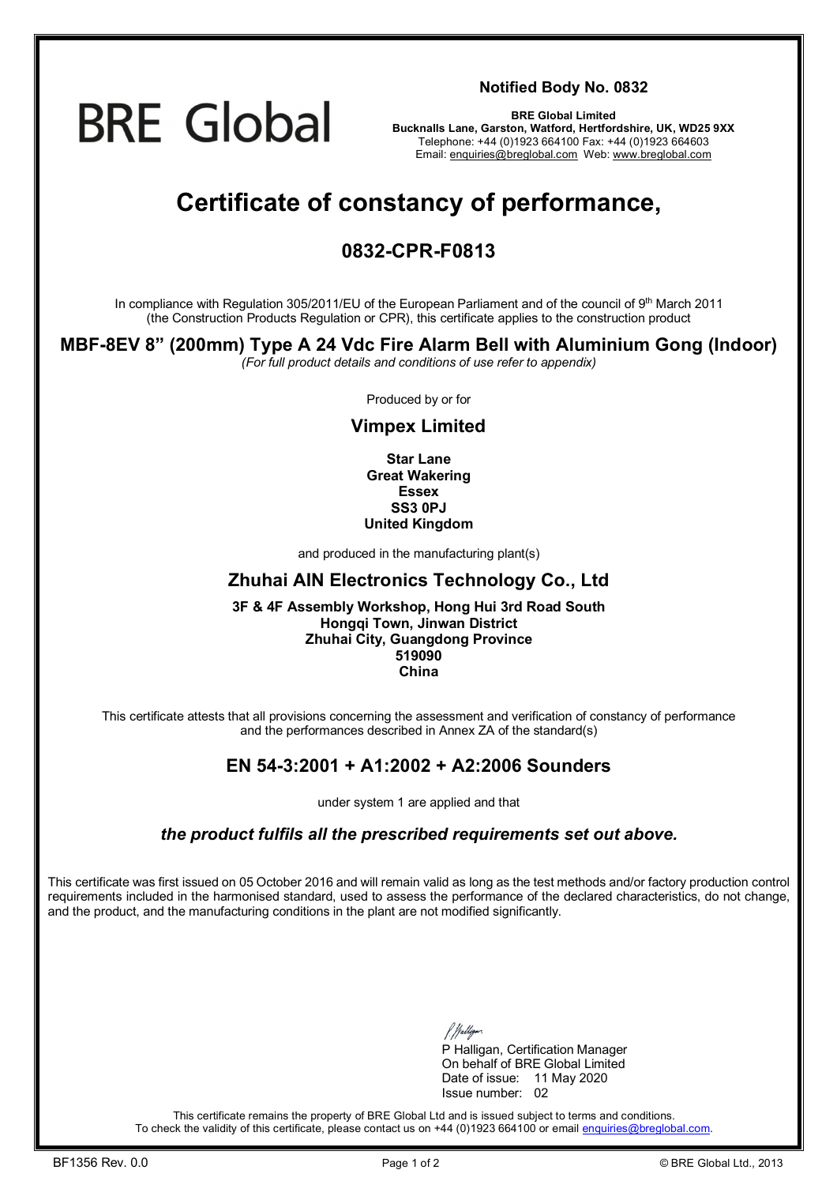BRE Global

**Notified Body No. 0832**

**BRE Global Limited**
**Bucknalls Lane, Garston, Watford, Hertfordshire, UK, WD25 9XX**
Telephone: +44 (0)1923 664100 Fax: +44 (0)1923 664603
Email: enquiries@breglobal.com Web: www.breglobal.com

# Certificate of constancy of performance,

## 0832-CPR-F0813

In compliance with Regulation 305/2011/EU of the European Parliament and of the council of 9th March 2011 (the Construction Products Regulation or CPR), this certificate applies to the construction product

**MBF-8EV 8" (200mm) Type A 24 Vdc Fire Alarm Bell with Aluminium Gong (Indoor)**

*(For full product details and conditions of use refer to appendix)*

Produced by or for

### Vimpex Limited

**Star Lane**
**Great Wakering**
**Essex**
**SS3 0PJ**
**United Kingdom**

and produced in the manufacturing plant(s)

### Zhuhai AIN Electronics Technology Co., Ltd

**3F & 4F Assembly Workshop, Hong Hui 3rd Road South**
**Hongqi Town, Jinwan District**
**Zhuhai City, Guangdong Province**
**519090**
**China**

This certificate attests that all provisions concerning the assessment and verification of constancy of performance and the performances described in Annex ZA of the standard(s)

### EN 54-3:2001 + A1:2002 + A2:2006 Sounders

under system 1 are applied and that

***the product fulfils all the prescribed requirements set out above.***

This certificate was first issued on 05 October 2016 and will remain valid as long as the test methods and/or factory production control requirements included in the harmonised standard, used to assess the performance of the declared characteristics, do not change, and the product, and the manufacturing conditions in the plant are not modified significantly.

P Halligan, Certification Manager
On behalf of BRE Global Limited
Date of issue: 11 May 2020
Issue number: 02

This certificate remains the property of BRE Global Ltd and is issued subject to terms and conditions.
To check the validity of this certificate, please contact us on +44 (0)1923 664100 or email enquiries@breglobal.com.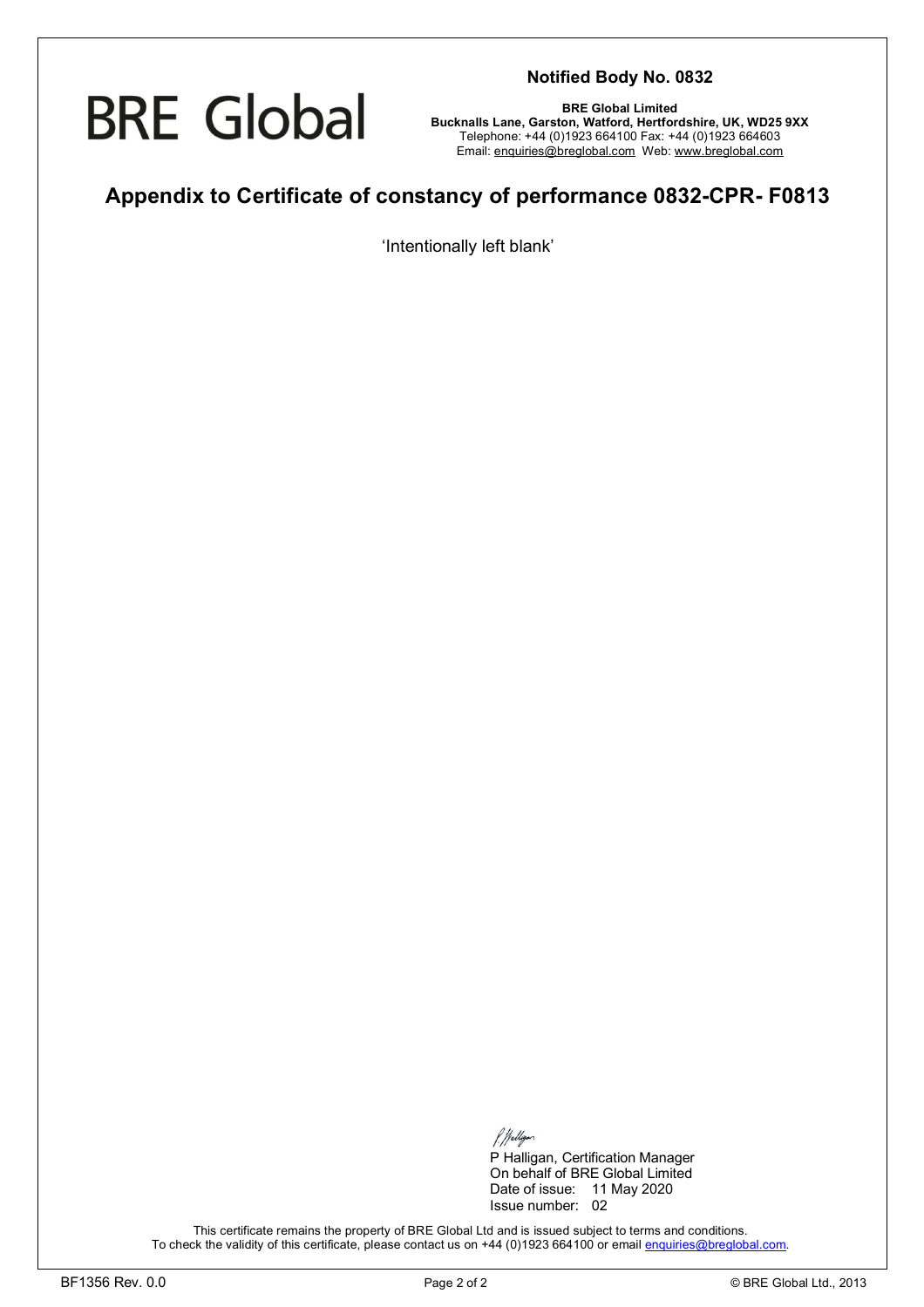**Notified Body No. 0832**

BRE Global

**BRE Global Limited**
**Bucknalls Lane, Garston, Watford, Hertfordshire, UK, WD25 9XX**
Telephone: +44 (0)1923 664100 Fax: +44 (0)1923 664603
Email: enquiries@breglobal.com Web: www.breglobal.com

# Appendix to Certificate of constancy of performance 0832-CPR- F0813

'Intentionally left blank'

P Halligan, Certification Manager
On behalf of BRE Global Limited
Date of issue: 11 May 2020
Issue number: 02

This certificate remains the property of BRE Global Ltd and is issued subject to terms and conditions.
To check the validity of this certificate, please contact us on +44 (0)1923 664100 or email enquiries@breglobal.com.

BF1356 Rev. 0.0

© BRE Global Ltd., 2013